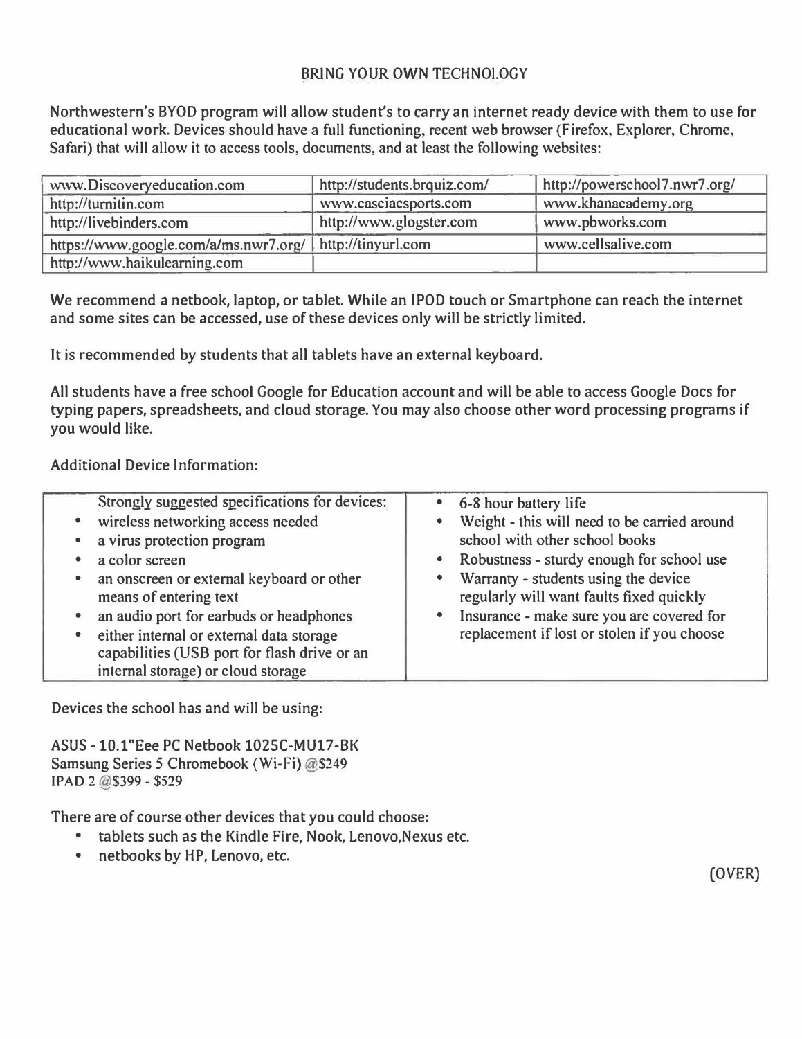# BRING YOUR OWN TECHNOLOGY

Northwestern's BYOD program will allow student's to carry an internet ready device with them to use for educational work. Devices should have a full functioning, recent web browser (Firefox, Explorer, Chrome, Safari) that will allow it to access tools, documents, and at least the following websites:

| | | |
|---|---|---|
| www.Discoveryeducation.com | http://students.brquiz.com/ | http://powerschool7.nwr7.org/ |
| http://turnitin.com | www.casciacsports.com | www.khanacademy.org |
| http://livebinders.com | http://www.glogster.com | www.pbworks.com |
| https://www.google.com/a/ms.nwr7.org/ | http://tinyurl.com | www.cellsalive.com |
| http://www.haikulearning.com | | |

We recommend a netbook, laptop, or tablet. While an IPOD touch or Smartphone can reach the internet and some sites can be accessed, use of these devices only will be strictly limited.

It is recommended by students that all tablets have an external keyboard.

All students have a free school Google for Education account and will be able to access Google Docs for typing papers, spreadsheets, and cloud storage. You may also choose other word processing programs if you would like.

Additional Device Information:

Strongly suggested specifications for devices:

- wireless networking access needed
- a virus protection program
- a color screen
- an onscreen or external keyboard or other means of entering text
- an audio port for earbuds or headphones
- either internal or external data storage capabilities (USB port for flash drive or an internal storage) or cloud storage
- 6-8 hour battery life
- Weight - this will need to be carried around school with other school books
- Robustness - sturdy enough for school use
- Warranty - students using the device regularly will want faults fixed quickly
- Insurance - make sure you are covered for replacement if lost or stolen if you choose

Devices the school has and will be using:

ASUS - 10.1"Eee PC Netbook 1025C-MU17-BK
Samsung Series 5 Chromebook (Wi-Fi) @$249
IPAD 2 @$399 - $529

There are of course other devices that you could choose:

- tablets such as the Kindle Fire, Nook, Lenovo,Nexus etc.
- netbooks by HP, Lenovo, etc.

(OVER)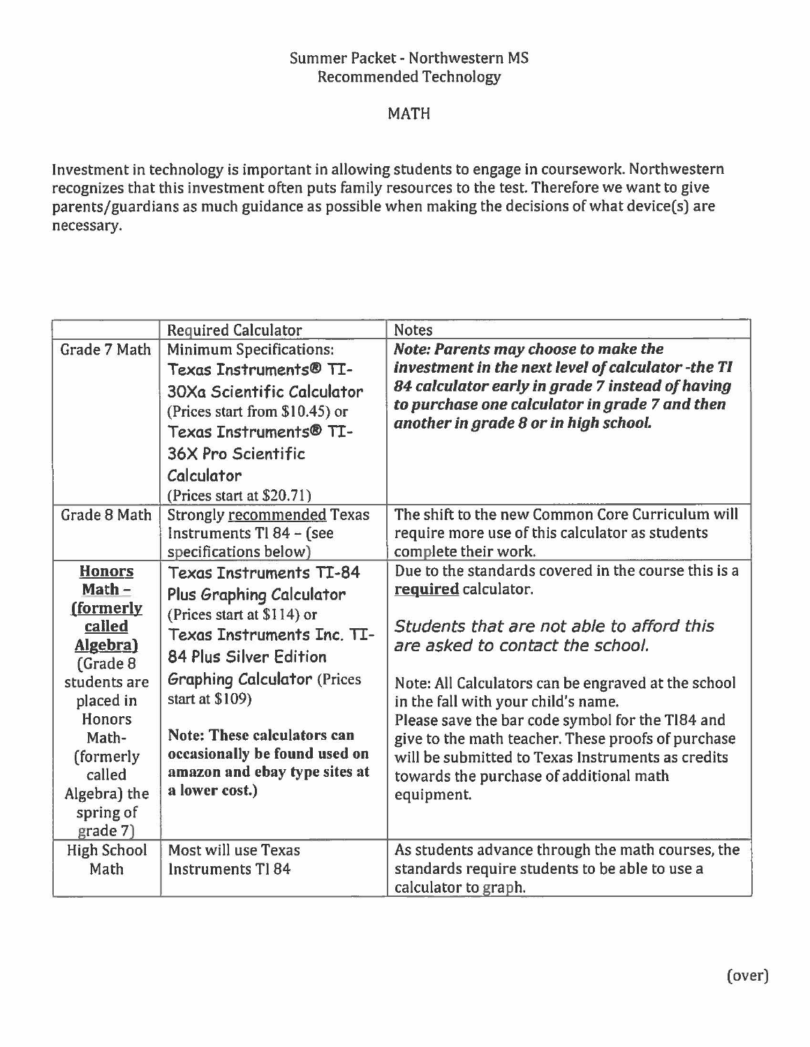Summer Packet - Northwestern MS
Recommended Technology

MATH

Investment in technology is important in allowing students to engage in coursework. Northwestern recognizes that this investment often puts family resources to the test. Therefore we want to give parents/guardians as much guidance as possible when making the decisions of what device(s) are necessary.

| | Required Calculator | Notes |
|---|---|---|
| Grade 7 Math | Minimum Specifications: Texas Instruments® TI-30Xa Scientific Calculator (Prices start from $10.45) or Texas Instruments® TI-36X Pro Scientific Calculator (Prices start at $20.71) | ***Note: Parents may choose to make the investment in the next level of calculator -the TI 84 calculator early in grade 7 instead of having to purchase one calculator in grade 7 and then another in grade 8 or in high school.*** |
| Grade 8 Math | Strongly recommended Texas Instruments TI 84 – (see specifications below) | The shift to the new Common Core Curriculum will require more use of this calculator as students complete their work. |
| **Honors Math – (formerly called Algebra)** (Grade 8 students are placed in Honors Math- (formerly called Algebra) the spring of grade 7) | Texas Instruments TI-84 Plus Graphing Calculator (Prices start at $114) or Texas Instruments Inc. TI-84 Plus Silver Edition Graphing Calculator (Prices start at $109)<br><br>**Note: These calculators can occasionally be found used on amazon and ebay type sites at a lower cost.)** | Due to the standards covered in the course this is a **required** calculator.<br><br>*Students that are not able to afford this are asked to contact the school.*<br><br>Note: All Calculators can be engraved at the school in the fall with your child's name.<br>Please save the bar code symbol for the TI84 and give to the math teacher. These proofs of purchase will be submitted to Texas Instruments as credits towards the purchase of additional math equipment. |
| High School Math | Most will use Texas Instruments TI 84 | As students advance through the math courses, the standards require students to be able to use a calculator to graph. |

(over)